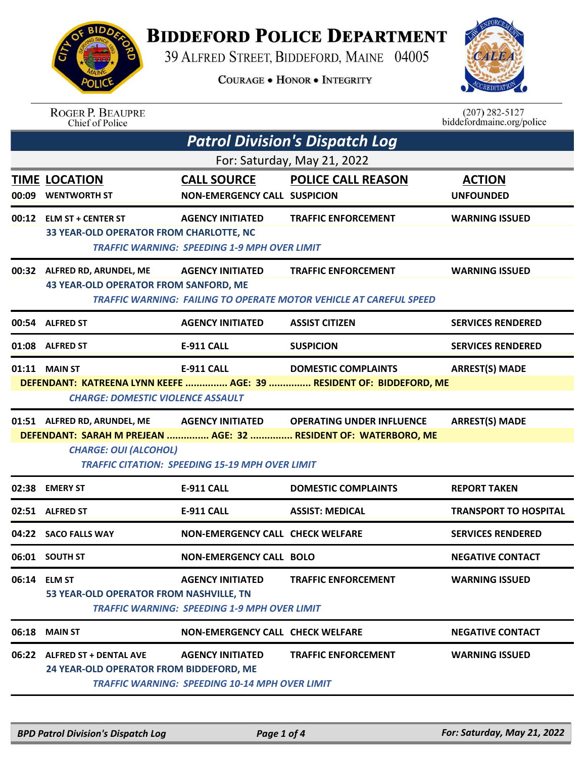# Biddeford Police Department

39 Alfred Street, Biddeford, Maine 04005

Courage • Honor • Integrity

Roger P. Beaupre
Chief of Police

(207) 282-5127
biddefordmaine.org/police

## Patrol Division's Dispatch Log

For: Saturday, May 21, 2022

| TIME | LOCATION | CALL SOURCE | POLICE CALL REASON | ACTION |
|---|---|---|---|---|
| 00:09 | WENTWORTH ST | NON-EMERGENCY CALL | SUSPICION | UNFOUNDED |
| 00:12 | ELM ST + CENTER ST | AGENCY INITIATED | TRAFFIC ENFORCEMENT | WARNING ISSUED |
| | 33 YEAR-OLD OPERATOR FROM CHARLOTTE, NC | | | |
| | *TRAFFIC WARNING: SPEEDING 1-9 MPH OVER LIMIT* | | | |
| 00:32 | ALFRED RD, ARUNDEL, ME | AGENCY INITIATED | TRAFFIC ENFORCEMENT | WARNING ISSUED |
| | 43 YEAR-OLD OPERATOR FROM SANFORD, ME | | | |
| | *TRAFFIC WARNING: FAILING TO OPERATE MOTOR VEHICLE AT CAREFUL SPEED* | | | |
| 00:54 | ALFRED ST | AGENCY INITIATED | ASSIST CITIZEN | SERVICES RENDERED |
| 01:08 | ALFRED ST | E-911 CALL | SUSPICION | SERVICES RENDERED |
| 01:11 | MAIN ST | E-911 CALL | DOMESTIC COMPLAINTS | ARREST(S) MADE |
| | DEFENDANT: KATREENA LYNN KEEFE ............... AGE: 39 ............... RESIDENT OF: BIDDEFORD, ME | | | |
| | *CHARGE: DOMESTIC VIOLENCE ASSAULT* | | | |
| 01:51 | ALFRED RD, ARUNDEL, ME | AGENCY INITIATED | OPERATING UNDER INFLUENCE | ARREST(S) MADE |
| | DEFENDANT: SARAH M PREJEAN ............... AGE: 32 ............... RESIDENT OF: WATERBORO, ME | | | |
| | *CHARGE: OUI (ALCOHOL)* | | | |
| | *TRAFFIC CITATION: SPEEDING 15-19 MPH OVER LIMIT* | | | |
| 02:38 | EMERY ST | E-911 CALL | DOMESTIC COMPLAINTS | REPORT TAKEN |
| 02:51 | ALFRED ST | E-911 CALL | ASSIST: MEDICAL | TRANSPORT TO HOSPITAL |
| 04:22 | SACO FALLS WAY | NON-EMERGENCY CALL | CHECK WELFARE | SERVICES RENDERED |
| 06:01 | SOUTH ST | NON-EMERGENCY CALL | BOLO | NEGATIVE CONTACT |
| 06:14 | ELM ST | AGENCY INITIATED | TRAFFIC ENFORCEMENT | WARNING ISSUED |
| | 53 YEAR-OLD OPERATOR FROM NASHVILLE, TN | | | |
| | *TRAFFIC WARNING: SPEEDING 1-9 MPH OVER LIMIT* | | | |
| 06:18 | MAIN ST | NON-EMERGENCY CALL | CHECK WELFARE | NEGATIVE CONTACT |
| 06:22 | ALFRED ST + DENTAL AVE | AGENCY INITIATED | TRAFFIC ENFORCEMENT | WARNING ISSUED |
| | 24 YEAR-OLD OPERATOR FROM BIDDEFORD, ME | | | |
| | *TRAFFIC WARNING: SPEEDING 10-14 MPH OVER LIMIT* | | | |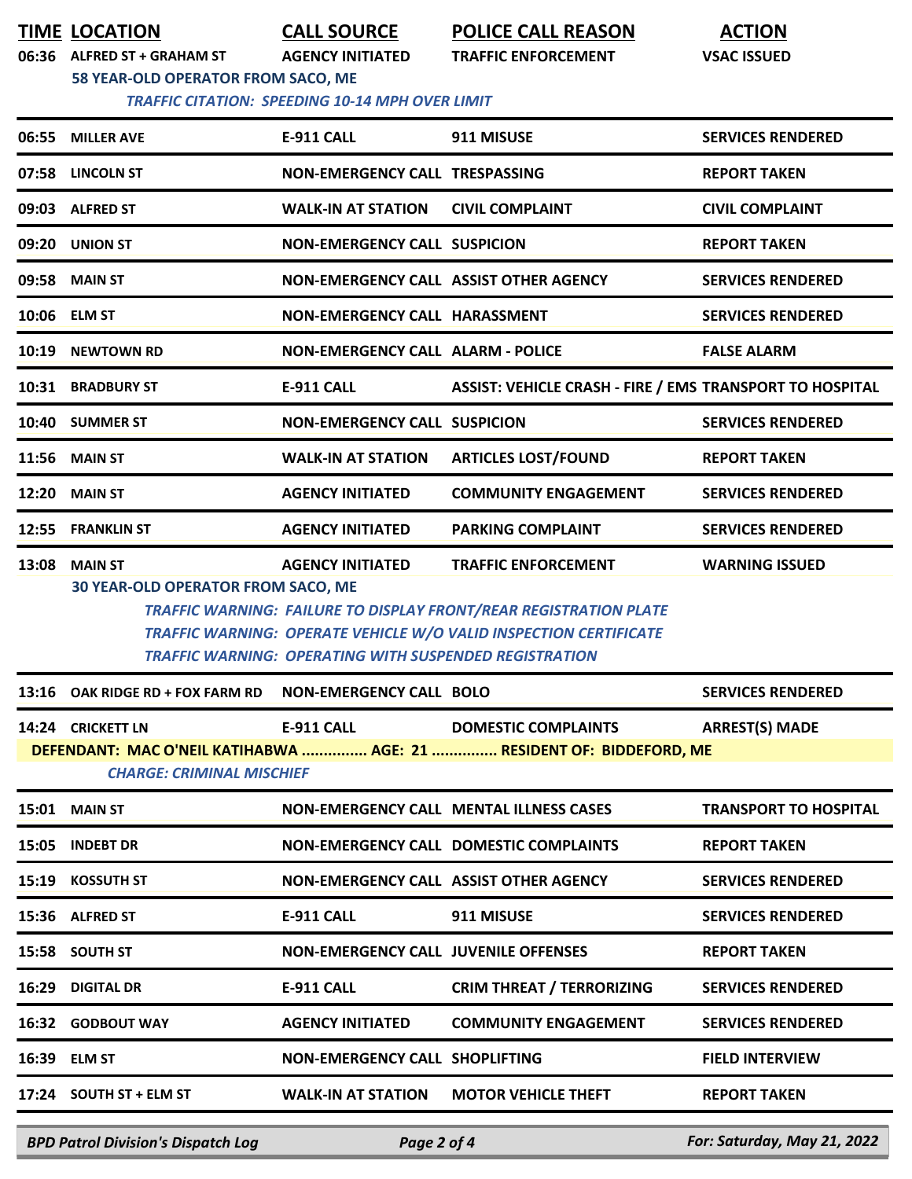| TIME | LOCATION | CALL SOURCE | POLICE CALL REASON | ACTION |
|---|---|---|---|---|
| 06:36 | ALFRED ST + GRAHAM ST | AGENCY INITIATED | TRAFFIC ENFORCEMENT | VSAC ISSUED |
| | 58 YEAR-OLD OPERATOR FROM SACO, ME | | | |
| | *TRAFFIC CITATION: SPEEDING 10-14 MPH OVER LIMIT* | | | |
| 06:55 | MILLER AVE | E-911 CALL | 911 MISUSE | SERVICES RENDERED |
| 07:58 | LINCOLN ST | NON-EMERGENCY CALL | TRESPASSING | REPORT TAKEN |
| 09:03 | ALFRED ST | WALK-IN AT STATION | CIVIL COMPLAINT | CIVIL COMPLAINT |
| 09:20 | UNION ST | NON-EMERGENCY CALL | SUSPICION | REPORT TAKEN |
| 09:58 | MAIN ST | NON-EMERGENCY CALL | ASSIST OTHER AGENCY | SERVICES RENDERED |
| 10:06 | ELM ST | NON-EMERGENCY CALL | HARASSMENT | SERVICES RENDERED |
| 10:19 | NEWTOWN RD | NON-EMERGENCY CALL | ALARM - POLICE | FALSE ALARM |
| 10:31 | BRADBURY ST | E-911 CALL | ASSIST: VEHICLE CRASH - FIRE / EMS | TRANSPORT TO HOSPITAL |
| 10:40 | SUMMER ST | NON-EMERGENCY CALL | SUSPICION | SERVICES RENDERED |
| 11:56 | MAIN ST | WALK-IN AT STATION | ARTICLES LOST/FOUND | REPORT TAKEN |
| 12:20 | MAIN ST | AGENCY INITIATED | COMMUNITY ENGAGEMENT | SERVICES RENDERED |
| 12:55 | FRANKLIN ST | AGENCY INITIATED | PARKING COMPLAINT | SERVICES RENDERED |
| 13:08 | MAIN ST | AGENCY INITIATED | TRAFFIC ENFORCEMENT | WARNING ISSUED |
| | 30 YEAR-OLD OPERATOR FROM SACO, ME | | | |
| | *TRAFFIC WARNING: FAILURE TO DISPLAY FRONT/REAR REGISTRATION PLATE* | | | |
| | *TRAFFIC WARNING: OPERATE VEHICLE W/O VALID INSPECTION CERTIFICATE* | | | |
| | *TRAFFIC WARNING: OPERATING WITH SUSPENDED REGISTRATION* | | | |
| 13:16 | OAK RIDGE RD + FOX FARM RD | NON-EMERGENCY CALL | BOLO | SERVICES RENDERED |
| 14:24 | CRICKETT LN | E-911 CALL | DOMESTIC COMPLAINTS | ARREST(S) MADE |
| | DEFENDANT: MAC O'NEIL KATIHABWA ............... AGE: 21 ............... RESIDENT OF: BIDDEFORD, ME | | | |
| | *CHARGE: CRIMINAL MISCHIEF* | | | |
| 15:01 | MAIN ST | NON-EMERGENCY CALL | MENTAL ILLNESS CASES | TRANSPORT TO HOSPITAL |
| 15:05 | INDEBT DR | NON-EMERGENCY CALL | DOMESTIC COMPLAINTS | REPORT TAKEN |
| 15:19 | KOSSUTH ST | NON-EMERGENCY CALL | ASSIST OTHER AGENCY | SERVICES RENDERED |
| 15:36 | ALFRED ST | E-911 CALL | 911 MISUSE | SERVICES RENDERED |
| 15:58 | SOUTH ST | NON-EMERGENCY CALL | JUVENILE OFFENSES | REPORT TAKEN |
| 16:29 | DIGITAL DR | E-911 CALL | CRIM THREAT / TERRORIZING | SERVICES RENDERED |
| 16:32 | GODBOUT WAY | AGENCY INITIATED | COMMUNITY ENGAGEMENT | SERVICES RENDERED |
| 16:39 | ELM ST | NON-EMERGENCY CALL | SHOPLIFTING | FIELD INTERVIEW |
| 17:24 | SOUTH ST + ELM ST | WALK-IN AT STATION | MOTOR VEHICLE THEFT | REPORT TAKEN |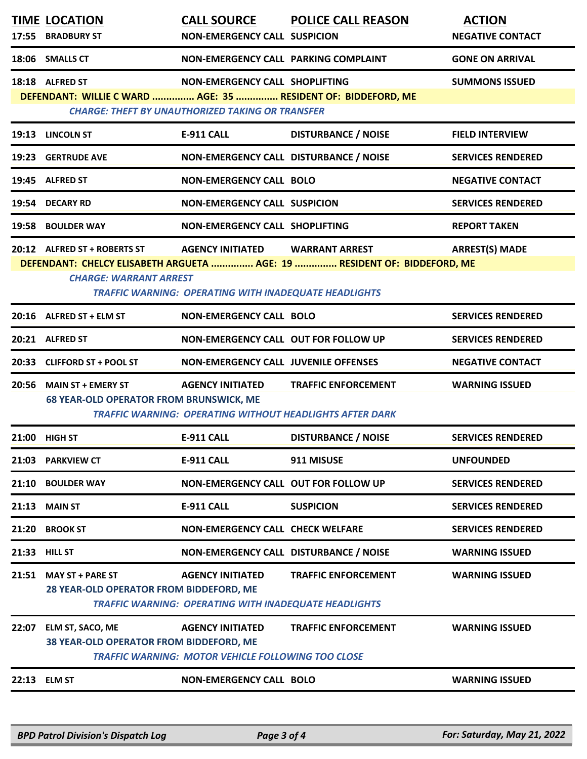| TIME | LOCATION | CALL SOURCE | POLICE CALL REASON | ACTION |
|---|---|---|---|---|
| 17:55 | BRADBURY ST | NON-EMERGENCY CALL | SUSPICION | NEGATIVE CONTACT |
| 18:06 | SMALLS CT | NON-EMERGENCY CALL | PARKING COMPLAINT | GONE ON ARRIVAL |
| 18:18 | ALFRED ST | NON-EMERGENCY CALL | SHOPLIFTING | SUMMONS ISSUED |
| | DEFENDANT: WILLIE C WARD ............... AGE: 35 ............... RESIDENT OF: BIDDEFORD, ME | | | |
| | *CHARGE: THEFT BY UNAUTHORIZED TAKING OR TRANSFER* | | | |
| 19:13 | LINCOLN ST | E-911 CALL | DISTURBANCE / NOISE | FIELD INTERVIEW |
| 19:23 | GERTRUDE AVE | NON-EMERGENCY CALL | DISTURBANCE / NOISE | SERVICES RENDERED |
| 19:45 | ALFRED ST | NON-EMERGENCY CALL | BOLO | NEGATIVE CONTACT |
| 19:54 | DECARY RD | NON-EMERGENCY CALL | SUSPICION | SERVICES RENDERED |
| 19:58 | BOULDER WAY | NON-EMERGENCY CALL | SHOPLIFTING | REPORT TAKEN |
| 20:12 | ALFRED ST + ROBERTS ST | AGENCY INITIATED | WARRANT ARREST | ARREST(S) MADE |
| | DEFENDANT: CHELCY ELISABETH ARGUETA ............... AGE: 19 ............... RESIDENT OF: BIDDEFORD, ME | | | |
| | *CHARGE: WARRANT ARREST* | | | |
| | | *TRAFFIC WARNING: OPERATING WITH INADEQUATE HEADLIGHTS* | | |
| 20:16 | ALFRED ST + ELM ST | NON-EMERGENCY CALL | BOLO | SERVICES RENDERED |
| 20:21 | ALFRED ST | NON-EMERGENCY CALL | OUT FOR FOLLOW UP | SERVICES RENDERED |
| 20:33 | CLIFFORD ST + POOL ST | NON-EMERGENCY CALL | JUVENILE OFFENSES | NEGATIVE CONTACT |
| 20:56 | MAIN ST + EMERY ST | AGENCY INITIATED | TRAFFIC ENFORCEMENT | WARNING ISSUED |
| | 68 YEAR-OLD OPERATOR FROM BRUNSWICK, ME | | | |
| | | *TRAFFIC WARNING: OPERATING WITHOUT HEADLIGHTS AFTER DARK* | | |
| 21:00 | HIGH ST | E-911 CALL | DISTURBANCE / NOISE | SERVICES RENDERED |
| 21:03 | PARKVIEW CT | E-911 CALL | 911 MISUSE | UNFOUNDED |
| 21:10 | BOULDER WAY | NON-EMERGENCY CALL | OUT FOR FOLLOW UP | SERVICES RENDERED |
| 21:13 | MAIN ST | E-911 CALL | SUSPICION | SERVICES RENDERED |
| 21:20 | BROOK ST | NON-EMERGENCY CALL | CHECK WELFARE | SERVICES RENDERED |
| 21:33 | HILL ST | NON-EMERGENCY CALL | DISTURBANCE / NOISE | WARNING ISSUED |
| 21:51 | MAY ST + PARE ST | AGENCY INITIATED | TRAFFIC ENFORCEMENT | WARNING ISSUED |
| | 28 YEAR-OLD OPERATOR FROM BIDDEFORD, ME | | | |
| | | *TRAFFIC WARNING: OPERATING WITH INADEQUATE HEADLIGHTS* | | |
| 22:07 | ELM ST, SACO, ME | AGENCY INITIATED | TRAFFIC ENFORCEMENT | WARNING ISSUED |
| | 38 YEAR-OLD OPERATOR FROM BIDDEFORD, ME | | | |
| | | *TRAFFIC WARNING: MOTOR VEHICLE FOLLOWING TOO CLOSE* | | |
| 22:13 | ELM ST | NON-EMERGENCY CALL | BOLO | WARNING ISSUED |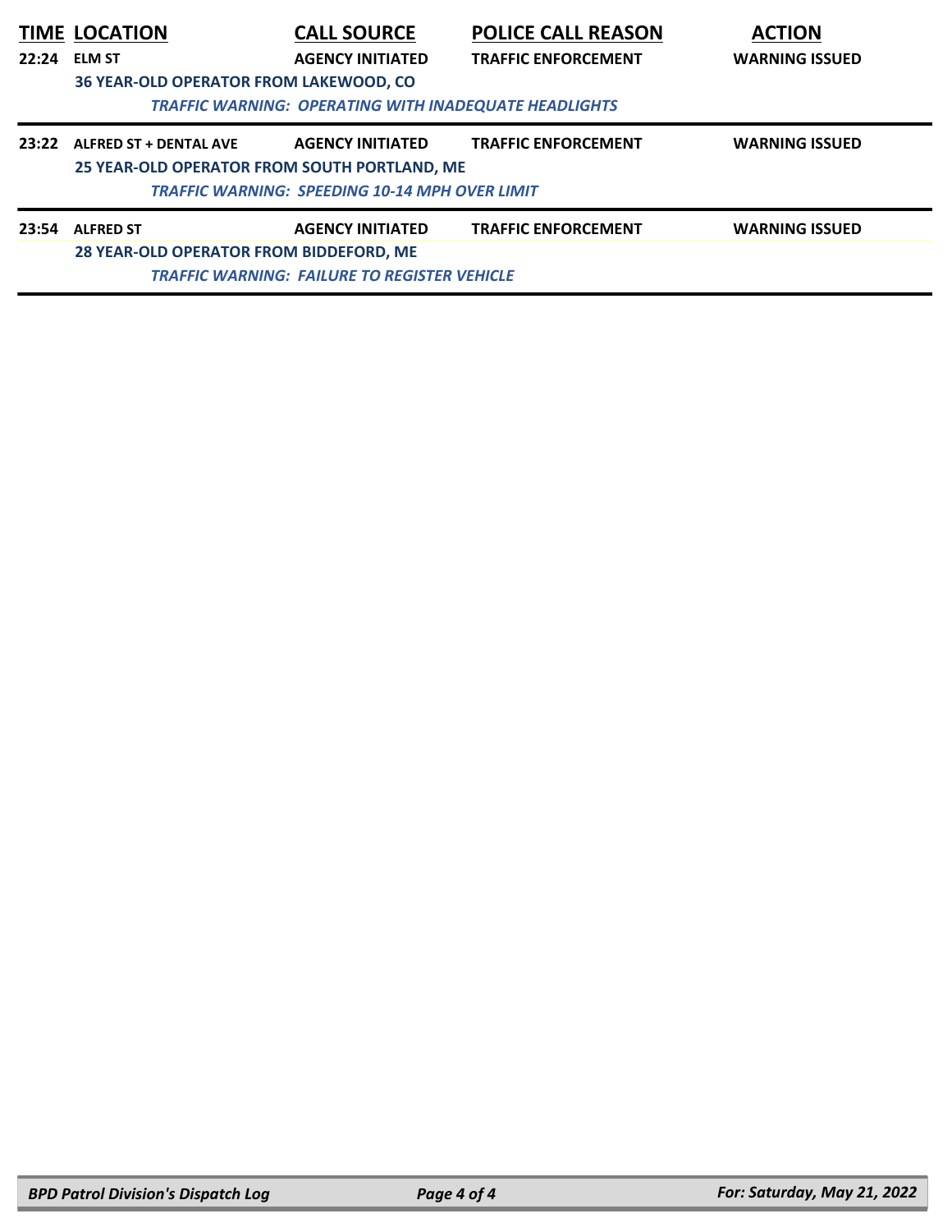| TIME | LOCATION | CALL SOURCE | POLICE CALL REASON | ACTION |
|---|---|---|---|---|
| 22:24 | ELM ST | AGENCY INITIATED | TRAFFIC ENFORCEMENT | WARNING ISSUED |
| | 36 YEAR-OLD OPERATOR FROM LAKEWOOD, CO | | | |
| | *TRAFFIC WARNING: OPERATING WITH INADEQUATE HEADLIGHTS* | | | |
| 23:22 | ALFRED ST + DENTAL AVE | AGENCY INITIATED | TRAFFIC ENFORCEMENT | WARNING ISSUED |
| | 25 YEAR-OLD OPERATOR FROM SOUTH PORTLAND, ME | | | |
| | *TRAFFIC WARNING: SPEEDING 10-14 MPH OVER LIMIT* | | | |
| 23:54 | ALFRED ST | AGENCY INITIATED | TRAFFIC ENFORCEMENT | WARNING ISSUED |
| | 28 YEAR-OLD OPERATOR FROM BIDDEFORD, ME | | | |
| | *TRAFFIC WARNING: FAILURE TO REGISTER VEHICLE* | | | |